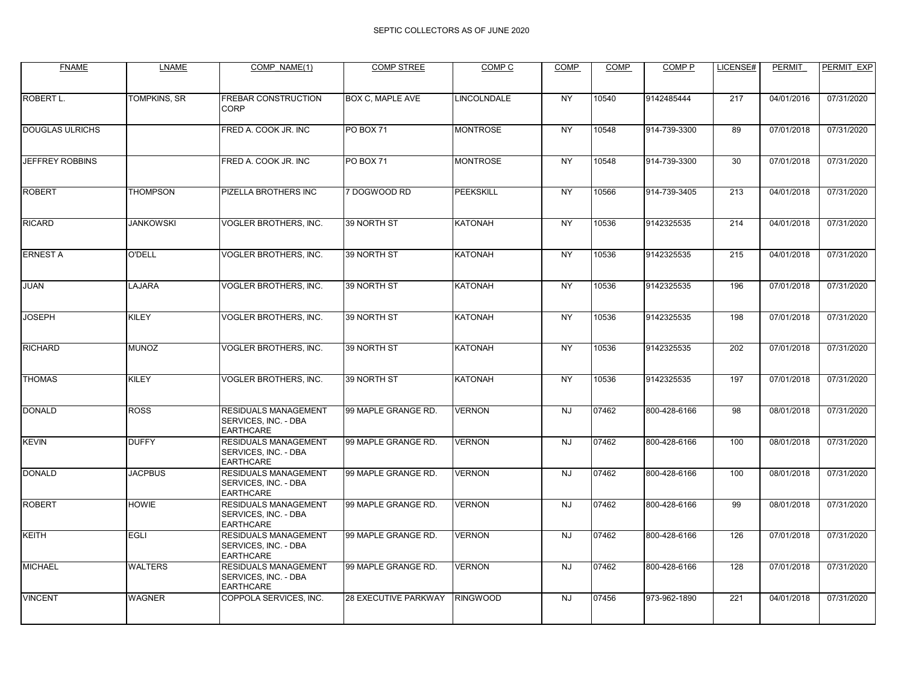SEPTIC COLLECTORS AS OF JUNE 2020

| FNAME | LNAME | COMP_NAME(1) | COMP STREE | COMP C | COMP | COMP | COMP P | LICENSE# | PERMIT | PERMIT_EXP |
|---|---|---|---|---|---|---|---|---|---|---|
| ROBERT L. | TOMPKINS, SR | FREBAR CONSTRUCTION CORP | BOX C, MAPLE AVE | LINCOLNDALE | NY | 10540 | 9142485444 | 217 | 04/01/2016 | 07/31/2020 |
| DOUGLAS ULRICHS | | FRED A. COOK JR. INC | PO BOX 71 | MONTROSE | NY | 10548 | 914-739-3300 | 89 | 07/01/2018 | 07/31/2020 |
| JEFFREY ROBBINS | | FRED A. COOK JR. INC | PO BOX 71 | MONTROSE | NY | 10548 | 914-739-3300 | 30 | 07/01/2018 | 07/31/2020 |
| ROBERT | THOMPSON | PIZELLA BROTHERS INC | 7 DOGWOOD RD | PEEKSKILL | NY | 10566 | 914-739-3405 | 213 | 04/01/2018 | 07/31/2020 |
| RICARD | JANKOWSKI | VOGLER BROTHERS, INC. | 39 NORTH ST | KATONAH | NY | 10536 | 9142325535 | 214 | 04/01/2018 | 07/31/2020 |
| ERNEST A | O'DELL | VOGLER BROTHERS, INC. | 39 NORTH ST | KATONAH | NY | 10536 | 9142325535 | 215 | 04/01/2018 | 07/31/2020 |
| JUAN | LAJARA | VOGLER BROTHERS, INC. | 39 NORTH ST | KATONAH | NY | 10536 | 9142325535 | 196 | 07/01/2018 | 07/31/2020 |
| JOSEPH | KILEY | VOGLER BROTHERS, INC. | 39 NORTH ST | KATONAH | NY | 10536 | 9142325535 | 198 | 07/01/2018 | 07/31/2020 |
| RICHARD | MUNOZ | VOGLER BROTHERS, INC. | 39 NORTH ST | KATONAH | NY | 10536 | 9142325535 | 202 | 07/01/2018 | 07/31/2020 |
| THOMAS | KILEY | VOGLER BROTHERS, INC. | 39 NORTH ST | KATONAH | NY | 10536 | 9142325535 | 197 | 07/01/2018 | 07/31/2020 |
| DONALD | ROSS | RESIDUALS MANAGEMENT SERVICES, INC. - DBA EARTHCARE | 99 MAPLE GRANGE RD. | VERNON | NJ | 07462 | 800-428-6166 | 98 | 08/01/2018 | 07/31/2020 |
| KEVIN | DUFFY | RESIDUALS MANAGEMENT SERVICES, INC. - DBA EARTHCARE | 99 MAPLE GRANGE RD. | VERNON | NJ | 07462 | 800-428-6166 | 100 | 08/01/2018 | 07/31/2020 |
| DONALD | JACPBUS | RESIDUALS MANAGEMENT SERVICES, INC. - DBA EARTHCARE | 99 MAPLE GRANGE RD. | VERNON | NJ | 07462 | 800-428-6166 | 100 | 08/01/2018 | 07/31/2020 |
| ROBERT | HOWIE | RESIDUALS MANAGEMENT SERVICES, INC. - DBA EARTHCARE | 99 MAPLE GRANGE RD. | VERNON | NJ | 07462 | 800-428-6166 | 99 | 08/01/2018 | 07/31/2020 |
| KEITH | EGLI | RESIDUALS MANAGEMENT SERVICES, INC. - DBA EARTHCARE | 99 MAPLE GRANGE RD. | VERNON | NJ | 07462 | 800-428-6166 | 126 | 07/01/2018 | 07/31/2020 |
| MICHAEL | WALTERS | RESIDUALS MANAGEMENT SERVICES, INC. - DBA EARTHCARE | 99 MAPLE GRANGE RD. | VERNON | NJ | 07462 | 800-428-6166 | 128 | 07/01/2018 | 07/31/2020 |
| VINCENT | WAGNER | COPPOLA SERVICES, INC. | 28 EXECUTIVE PARKWAY | RINGWOOD | NJ | 07456 | 973-962-1890 | 221 | 04/01/2018 | 07/31/2020 |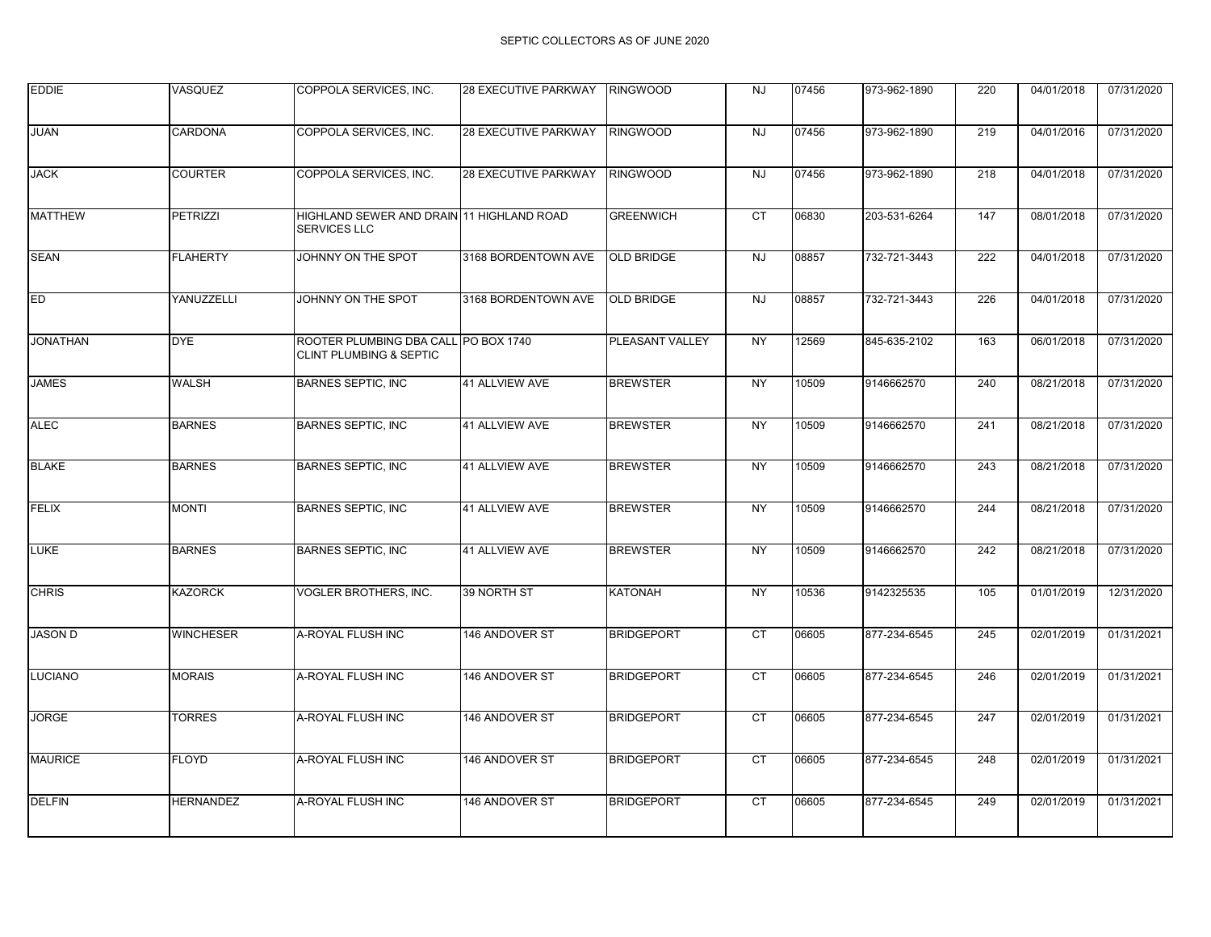SEPTIC COLLECTORS AS OF JUNE 2020

| | | | | | | | | | | |
|---|---|---|---|---|---|---|---|---|---|---|
| EDDIE | VASQUEZ | COPPOLA SERVICES, INC. | 28 EXECUTIVE PARKWAY | RINGWOOD | NJ | 07456 | 973-962-1890 | 220 | 04/01/2018 | 07/31/2020 |
| JUAN | CARDONA | COPPOLA SERVICES, INC. | 28 EXECUTIVE PARKWAY | RINGWOOD | NJ | 07456 | 973-962-1890 | 219 | 04/01/2016 | 07/31/2020 |
| JACK | COURTER | COPPOLA SERVICES, INC. | 28 EXECUTIVE PARKWAY | RINGWOOD | NJ | 07456 | 973-962-1890 | 218 | 04/01/2018 | 07/31/2020 |
| MATTHEW | PETRIZZI | HIGHLAND SEWER AND DRAIN SERVICES LLC | 11 HIGHLAND ROAD | GREENWICH | CT | 06830 | 203-531-6264 | 147 | 08/01/2018 | 07/31/2020 |
| SEAN | FLAHERTY | JOHNNY ON THE SPOT | 3168 BORDENTOWN AVE | OLD BRIDGE | NJ | 08857 | 732-721-3443 | 222 | 04/01/2018 | 07/31/2020 |
| ED | YANUZZELLI | JOHNNY ON THE SPOT | 3168 BORDENTOWN AVE | OLD BRIDGE | NJ | 08857 | 732-721-3443 | 226 | 04/01/2018 | 07/31/2020 |
| JONATHAN | DYE | ROOTER PLUMBING DBA CALL CLINT PLUMBING & SEPTIC | PO BOX 1740 | PLEASANT VALLEY | NY | 12569 | 845-635-2102 | 163 | 06/01/2018 | 07/31/2020 |
| JAMES | WALSH | BARNES SEPTIC, INC | 41 ALLVIEW AVE | BREWSTER | NY | 10509 | 9146662570 | 240 | 08/21/2018 | 07/31/2020 |
| ALEC | BARNES | BARNES SEPTIC, INC | 41 ALLVIEW AVE | BREWSTER | NY | 10509 | 9146662570 | 241 | 08/21/2018 | 07/31/2020 |
| BLAKE | BARNES | BARNES SEPTIC, INC | 41 ALLVIEW AVE | BREWSTER | NY | 10509 | 9146662570 | 243 | 08/21/2018 | 07/31/2020 |
| FELIX | MONTI | BARNES SEPTIC, INC | 41 ALLVIEW AVE | BREWSTER | NY | 10509 | 9146662570 | 244 | 08/21/2018 | 07/31/2020 |
| LUKE | BARNES | BARNES SEPTIC, INC | 41 ALLVIEW AVE | BREWSTER | NY | 10509 | 9146662570 | 242 | 08/21/2018 | 07/31/2020 |
| CHRIS | KAZORCK | VOGLER BROTHERS, INC. | 39 NORTH ST | KATONAH | NY | 10536 | 9142325535 | 105 | 01/01/2019 | 12/31/2020 |
| JASON D | WINCHESER | A-ROYAL FLUSH INC | 146 ANDOVER ST | BRIDGEPORT | CT | 06605 | 877-234-6545 | 245 | 02/01/2019 | 01/31/2021 |
| LUCIANO | MORAIS | A-ROYAL FLUSH INC | 146 ANDOVER ST | BRIDGEPORT | CT | 06605 | 877-234-6545 | 246 | 02/01/2019 | 01/31/2021 |
| JORGE | TORRES | A-ROYAL FLUSH INC | 146 ANDOVER ST | BRIDGEPORT | CT | 06605 | 877-234-6545 | 247 | 02/01/2019 | 01/31/2021 |
| MAURICE | FLOYD | A-ROYAL FLUSH INC | 146 ANDOVER ST | BRIDGEPORT | CT | 06605 | 877-234-6545 | 248 | 02/01/2019 | 01/31/2021 |
| DELFIN | HERNANDEZ | A-ROYAL FLUSH INC | 146 ANDOVER ST | BRIDGEPORT | CT | 06605 | 877-234-6545 | 249 | 02/01/2019 | 01/31/2021 |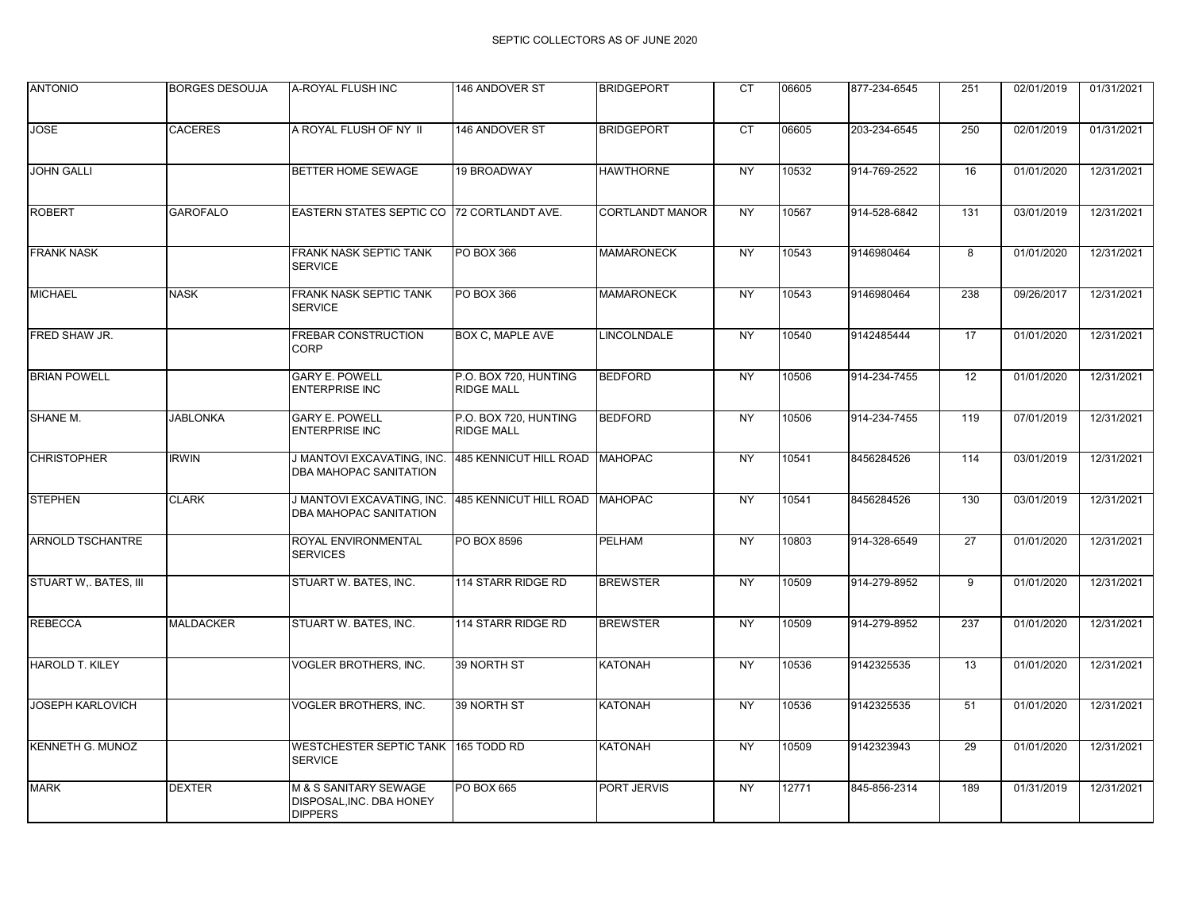SEPTIC COLLECTORS AS OF JUNE 2020

| | | | | | | | | | | |
|---|---|---|---|---|---|---|---|---|---|---|
| ANTONIO | BORGES DESOUJA | A-ROYAL FLUSH INC | 146 ANDOVER ST | BRIDGEPORT | CT | 06605 | 877-234-6545 | 251 | 02/01/2019 | 01/31/2021 |
| JOSE | CACERES | A ROYAL FLUSH OF NY II | 146 ANDOVER ST | BRIDGEPORT | CT | 06605 | 203-234-6545 | 250 | 02/01/2019 | 01/31/2021 |
| JOHN GALLI | | BETTER HOME SEWAGE | 19 BROADWAY | HAWTHORNE | NY | 10532 | 914-769-2522 | 16 | 01/01/2020 | 12/31/2021 |
| ROBERT | GAROFALO | EASTERN STATES SEPTIC CO | 72 CORTLANDT AVE. | CORTLANDT MANOR | NY | 10567 | 914-528-6842 | 131 | 03/01/2019 | 12/31/2021 |
| FRANK NASK | | FRANK NASK SEPTIC TANK SERVICE | PO BOX 366 | MAMARONECK | NY | 10543 | 9146980464 | 8 | 01/01/2020 | 12/31/2021 |
| MICHAEL | NASK | FRANK NASK SEPTIC TANK SERVICE | PO BOX 366 | MAMARONECK | NY | 10543 | 9146980464 | 238 | 09/26/2017 | 12/31/2021 |
| FRED SHAW JR. | | FREBAR CONSTRUCTION CORP | BOX C, MAPLE AVE | LINCOLNDALE | NY | 10540 | 9142485444 | 17 | 01/01/2020 | 12/31/2021 |
| BRIAN POWELL | | GARY E. POWELL ENTERPRISE INC | P.O. BOX 720, HUNTING RIDGE MALL | BEDFORD | NY | 10506 | 914-234-7455 | 12 | 01/01/2020 | 12/31/2021 |
| SHANE M. | JABLONKA | GARY E. POWELL ENTERPRISE INC | P.O. BOX 720, HUNTING RIDGE MALL | BEDFORD | NY | 10506 | 914-234-7455 | 119 | 07/01/2019 | 12/31/2021 |
| CHRISTOPHER | IRWIN | J MANTOVI EXCAVATING, INC. DBA MAHOPAC SANITATION | 485 KENNICUT HILL ROAD | MAHOPAC | NY | 10541 | 8456284526 | 114 | 03/01/2019 | 12/31/2021 |
| STEPHEN | CLARK | J MANTOVI EXCAVATING, INC. DBA MAHOPAC SANITATION | 485 KENNICUT HILL ROAD | MAHOPAC | NY | 10541 | 8456284526 | 130 | 03/01/2019 | 12/31/2021 |
| ARNOLD TSCHANTRE | | ROYAL ENVIRONMENTAL SERVICES | PO BOX 8596 | PELHAM | NY | 10803 | 914-328-6549 | 27 | 01/01/2020 | 12/31/2021 |
| STUART W,. BATES, III | | STUART W. BATES, INC. | 114 STARR RIDGE RD | BREWSTER | NY | 10509 | 914-279-8952 | 9 | 01/01/2020 | 12/31/2021 |
| REBECCA | MALDACKER | STUART W. BATES, INC. | 114 STARR RIDGE RD | BREWSTER | NY | 10509 | 914-279-8952 | 237 | 01/01/2020 | 12/31/2021 |
| HAROLD T. KILEY | | VOGLER BROTHERS, INC. | 39 NORTH ST | KATONAH | NY | 10536 | 9142325535 | 13 | 01/01/2020 | 12/31/2021 |
| JOSEPH KARLOVICH | | VOGLER BROTHERS, INC. | 39 NORTH ST | KATONAH | NY | 10536 | 9142325535 | 51 | 01/01/2020 | 12/31/2021 |
| KENNETH G. MUNOZ | | WESTCHESTER SEPTIC TANK SERVICE | 165 TODD RD | KATONAH | NY | 10509 | 9142323943 | 29 | 01/01/2020 | 12/31/2021 |
| MARK | DEXTER | M & S SANITARY SEWAGE DISPOSAL,INC. DBA HONEY DIPPERS | PO BOX 665 | PORT JERVIS | NY | 12771 | 845-856-2314 | 189 | 01/31/2019 | 12/31/2021 |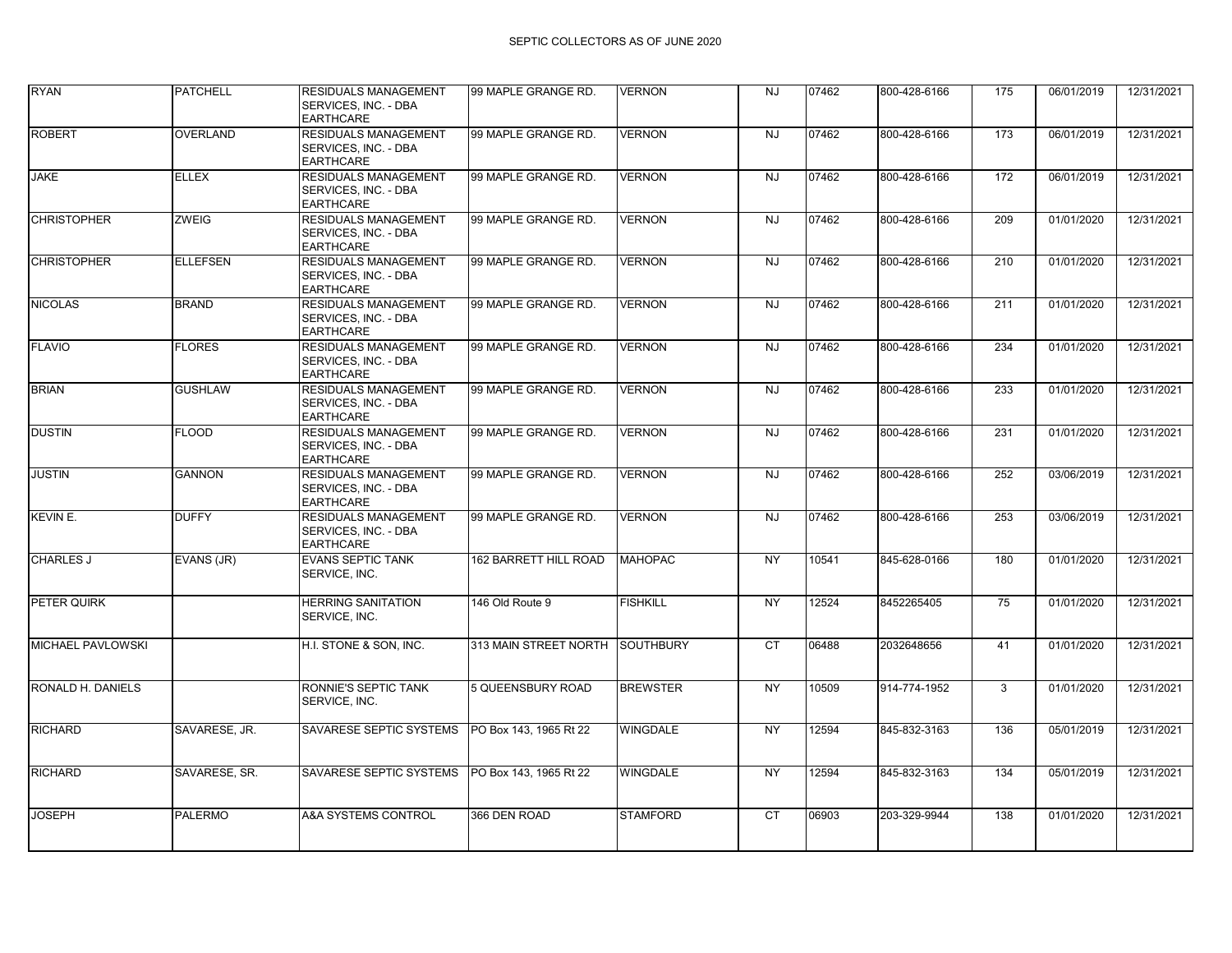SEPTIC COLLECTORS AS OF JUNE 2020

| | | | | | | | | | | |
|---|---|---|---|---|---|---|---|---|---|---|
| RYAN | PATCHELL | RESIDUALS MANAGEMENT SERVICES, INC. - DBA EARTHCARE | 99 MAPLE GRANGE RD. | VERNON | NJ | 07462 | 800-428-6166 | 175 | 06/01/2019 | 12/31/2021 |
| ROBERT | OVERLAND | RESIDUALS MANAGEMENT SERVICES, INC. - DBA EARTHCARE | 99 MAPLE GRANGE RD. | VERNON | NJ | 07462 | 800-428-6166 | 173 | 06/01/2019 | 12/31/2021 |
| JAKE | ELLEX | RESIDUALS MANAGEMENT SERVICES, INC. - DBA EARTHCARE | 99 MAPLE GRANGE RD. | VERNON | NJ | 07462 | 800-428-6166 | 172 | 06/01/2019 | 12/31/2021 |
| CHRISTOPHER | ZWEIG | RESIDUALS MANAGEMENT SERVICES, INC. - DBA EARTHCARE | 99 MAPLE GRANGE RD. | VERNON | NJ | 07462 | 800-428-6166 | 209 | 01/01/2020 | 12/31/2021 |
| CHRISTOPHER | ELLEFSEN | RESIDUALS MANAGEMENT SERVICES, INC. - DBA EARTHCARE | 99 MAPLE GRANGE RD. | VERNON | NJ | 07462 | 800-428-6166 | 210 | 01/01/2020 | 12/31/2021 |
| NICOLAS | BRAND | RESIDUALS MANAGEMENT SERVICES, INC. - DBA EARTHCARE | 99 MAPLE GRANGE RD. | VERNON | NJ | 07462 | 800-428-6166 | 211 | 01/01/2020 | 12/31/2021 |
| FLAVIO | FLORES | RESIDUALS MANAGEMENT SERVICES, INC. - DBA EARTHCARE | 99 MAPLE GRANGE RD. | VERNON | NJ | 07462 | 800-428-6166 | 234 | 01/01/2020 | 12/31/2021 |
| BRIAN | GUSHLAW | RESIDUALS MANAGEMENT SERVICES, INC. - DBA EARTHCARE | 99 MAPLE GRANGE RD. | VERNON | NJ | 07462 | 800-428-6166 | 233 | 01/01/2020 | 12/31/2021 |
| DUSTIN | FLOOD | RESIDUALS MANAGEMENT SERVICES, INC. - DBA EARTHCARE | 99 MAPLE GRANGE RD. | VERNON | NJ | 07462 | 800-428-6166 | 231 | 01/01/2020 | 12/31/2021 |
| JUSTIN | GANNON | RESIDUALS MANAGEMENT SERVICES, INC. - DBA EARTHCARE | 99 MAPLE GRANGE RD. | VERNON | NJ | 07462 | 800-428-6166 | 252 | 03/06/2019 | 12/31/2021 |
| KEVIN E. | DUFFY | RESIDUALS MANAGEMENT SERVICES, INC. - DBA EARTHCARE | 99 MAPLE GRANGE RD. | VERNON | NJ | 07462 | 800-428-6166 | 253 | 03/06/2019 | 12/31/2021 |
| CHARLES J | EVANS (JR) | EVANS SEPTIC TANK SERVICE, INC. | 162 BARRETT HILL ROAD | MAHOPAC | NY | 10541 | 845-628-0166 | 180 | 01/01/2020 | 12/31/2021 |
| PETER QUIRK | | HERRING SANITATION SERVICE, INC. | 146 Old Route 9 | FISHKILL | NY | 12524 | 8452265405 | 75 | 01/01/2020 | 12/31/2021 |
| MICHAEL PAVLOWSKI | | H.I. STONE & SON, INC. | 313 MAIN STREET NORTH | SOUTHBURY | CT | 06488 | 2032648656 | 41 | 01/01/2020 | 12/31/2021 |
| RONALD H. DANIELS | | RONNIE'S SEPTIC TANK SERVICE, INC. | 5 QUEENSBURY ROAD | BREWSTER | NY | 10509 | 914-774-1952 | 3 | 01/01/2020 | 12/31/2021 |
| RICHARD | SAVARESE, JR. | SAVARESE SEPTIC SYSTEMS | PO Box 143, 1965 Rt 22 | WINGDALE | NY | 12594 | 845-832-3163 | 136 | 05/01/2019 | 12/31/2021 |
| RICHARD | SAVARESE, SR. | SAVARESE SEPTIC SYSTEMS | PO Box 143, 1965 Rt 22 | WINGDALE | NY | 12594 | 845-832-3163 | 134 | 05/01/2019 | 12/31/2021 |
| JOSEPH | PALERMO | A&A SYSTEMS CONTROL | 366 DEN ROAD | STAMFORD | CT | 06903 | 203-329-9944 | 138 | 01/01/2020 | 12/31/2021 |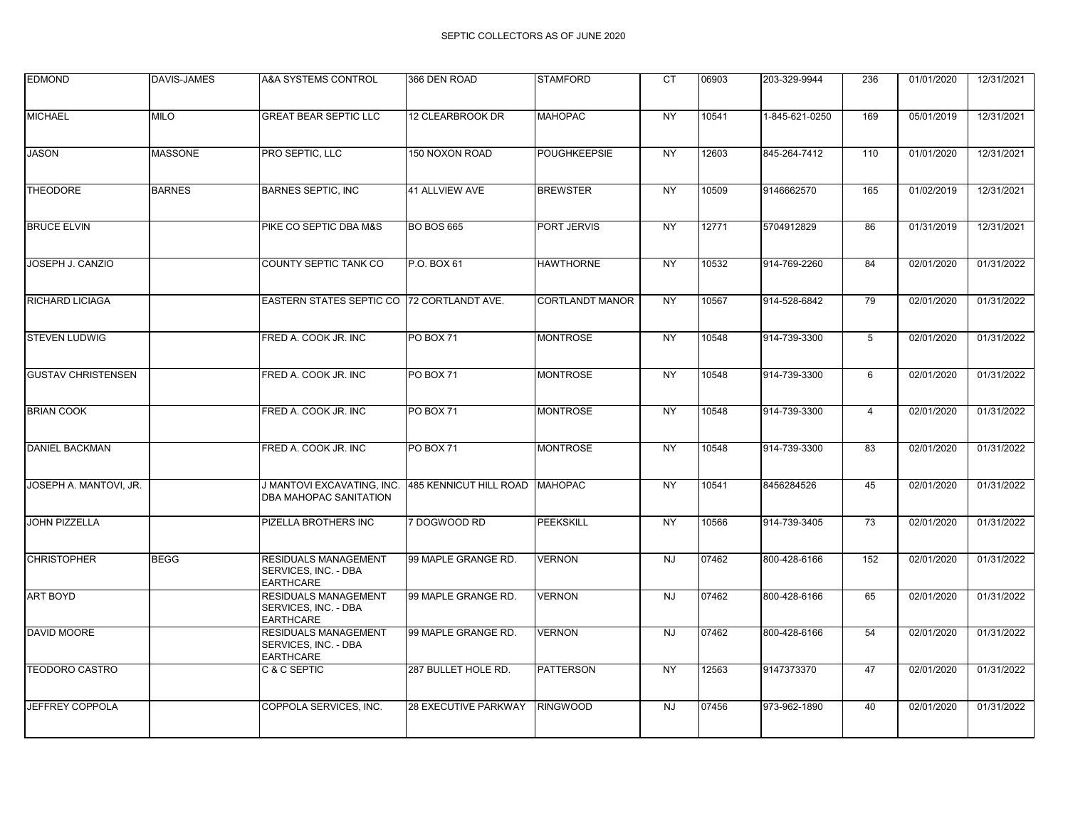SEPTIC COLLECTORS AS OF JUNE 2020

| | | | | | | | | | | |
|---|---|---|---|---|---|---|---|---|---|---|
| EDMOND | DAVIS-JAMES | A&A SYSTEMS CONTROL | 366 DEN ROAD | STAMFORD | CT | 06903 | 203-329-9944 | 236 | 01/01/2020 | 12/31/2021 |
| MICHAEL | MILO | GREAT BEAR SEPTIC LLC | 12 CLEARBROOK DR | MAHOPAC | NY | 10541 | 1-845-621-0250 | 169 | 05/01/2019 | 12/31/2021 |
| JASON | MASSONE | PRO SEPTIC, LLC | 150 NOXON ROAD | POUGHKEEPSIE | NY | 12603 | 845-264-7412 | 110 | 01/01/2020 | 12/31/2021 |
| THEODORE | BARNES | BARNES SEPTIC, INC | 41 ALLVIEW AVE | BREWSTER | NY | 10509 | 9146662570 | 165 | 01/02/2019 | 12/31/2021 |
| BRUCE ELVIN | | PIKE CO SEPTIC DBA M&S | BO BOS 665 | PORT JERVIS | NY | 12771 | 5704912829 | 86 | 01/31/2019 | 12/31/2021 |
| JOSEPH J. CANZIO | | COUNTY SEPTIC TANK CO | P.O. BOX 61 | HAWTHORNE | NY | 10532 | 914-769-2260 | 84 | 02/01/2020 | 01/31/2022 |
| RICHARD LICIAGA | | EASTERN STATES SEPTIC CO | 72 CORTLANDT AVE. | CORTLANDT MANOR | NY | 10567 | 914-528-6842 | 79 | 02/01/2020 | 01/31/2022 |
| STEVEN LUDWIG | | FRED A. COOK JR. INC | PO BOX 71 | MONTROSE | NY | 10548 | 914-739-3300 | 5 | 02/01/2020 | 01/31/2022 |
| GUSTAV CHRISTENSEN | | FRED A. COOK JR. INC | PO BOX 71 | MONTROSE | NY | 10548 | 914-739-3300 | 6 | 02/01/2020 | 01/31/2022 |
| BRIAN COOK | | FRED A. COOK JR. INC | PO BOX 71 | MONTROSE | NY | 10548 | 914-739-3300 | 4 | 02/01/2020 | 01/31/2022 |
| DANIEL BACKMAN | | FRED A. COOK JR. INC | PO BOX 71 | MONTROSE | NY | 10548 | 914-739-3300 | 83 | 02/01/2020 | 01/31/2022 |
| JOSEPH A. MANTOVI, JR. | | J MANTOVI EXCAVATING, INC. DBA MAHOPAC SANITATION | 485 KENNICUT HILL ROAD | MAHOPAC | NY | 10541 | 8456284526 | 45 | 02/01/2020 | 01/31/2022 |
| JOHN PIZZELLA | | PIZELLA BROTHERS INC | 7 DOGWOOD RD | PEEKSKILL | NY | 10566 | 914-739-3405 | 73 | 02/01/2020 | 01/31/2022 |
| CHRISTOPHER | BEGG | RESIDUALS MANAGEMENT SERVICES, INC. - DBA EARTHCARE | 99 MAPLE GRANGE RD. | VERNON | NJ | 07462 | 800-428-6166 | 152 | 02/01/2020 | 01/31/2022 |
| ART BOYD | | RESIDUALS MANAGEMENT SERVICES, INC. - DBA EARTHCARE | 99 MAPLE GRANGE RD. | VERNON | NJ | 07462 | 800-428-6166 | 65 | 02/01/2020 | 01/31/2022 |
| DAVID MOORE | | RESIDUALS MANAGEMENT SERVICES, INC. - DBA EARTHCARE | 99 MAPLE GRANGE RD. | VERNON | NJ | 07462 | 800-428-6166 | 54 | 02/01/2020 | 01/31/2022 |
| TEODORO CASTRO | | C & C SEPTIC | 287 BULLET HOLE RD. | PATTERSON | NY | 12563 | 9147373370 | 47 | 02/01/2020 | 01/31/2022 |
| JEFFREY COPPOLA | | COPPOLA SERVICES, INC. | 28 EXECUTIVE PARKWAY | RINGWOOD | NJ | 07456 | 973-962-1890 | 40 | 02/01/2020 | 01/31/2022 |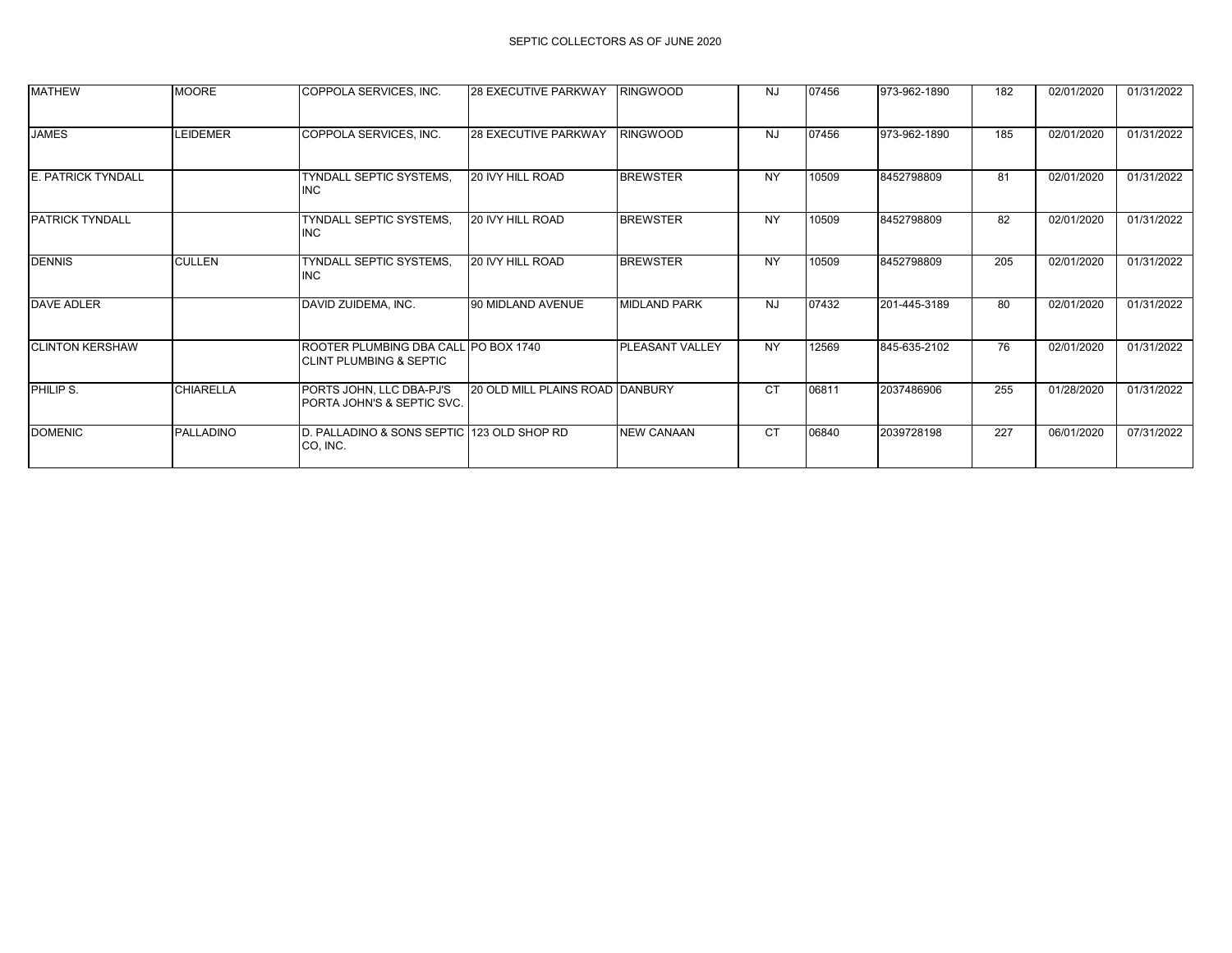SEPTIC COLLECTORS AS OF JUNE 2020

| | | | | | | | | | | |
|---|---|---|---|---|---|---|---|---|---|---|
| MATHEW | MOORE | COPPOLA SERVICES, INC. | 28 EXECUTIVE PARKWAY | RINGWOOD | NJ | 07456 | 973-962-1890 | 182 | 02/01/2020 | 01/31/2022 |
| JAMES | LEIDEMER | COPPOLA SERVICES, INC. | 28 EXECUTIVE PARKWAY | RINGWOOD | NJ | 07456 | 973-962-1890 | 185 | 02/01/2020 | 01/31/2022 |
| E. PATRICK TYNDALL | | TYNDALL SEPTIC SYSTEMS, INC | 20 IVY HILL ROAD | BREWSTER | NY | 10509 | 8452798809 | 81 | 02/01/2020 | 01/31/2022 |
| PATRICK TYNDALL | | TYNDALL SEPTIC SYSTEMS, INC | 20 IVY HILL ROAD | BREWSTER | NY | 10509 | 8452798809 | 82 | 02/01/2020 | 01/31/2022 |
| DENNIS | CULLEN | TYNDALL SEPTIC SYSTEMS, INC | 20 IVY HILL ROAD | BREWSTER | NY | 10509 | 8452798809 | 205 | 02/01/2020 | 01/31/2022 |
| DAVE ADLER | | DAVID ZUIDEMA, INC. | 90 MIDLAND AVENUE | MIDLAND PARK | NJ | 07432 | 201-445-3189 | 80 | 02/01/2020 | 01/31/2022 |
| CLINTON KERSHAW | | ROOTER PLUMBING DBA CALL CLINT PLUMBING & SEPTIC | PO BOX 1740 | PLEASANT VALLEY | NY | 12569 | 845-635-2102 | 76 | 02/01/2020 | 01/31/2022 |
| PHILIP S. | CHIARELLA | PORTS JOHN, LLC DBA-PJ'S PORTA JOHN'S & SEPTIC SVC. | 20 OLD MILL PLAINS ROAD | DANBURY | CT | 06811 | 2037486906 | 255 | 01/28/2020 | 01/31/2022 |
| DOMENIC | PALLADINO | D. PALLADINO & SONS SEPTIC CO, INC. | 123 OLD SHOP RD | NEW CANAAN | CT | 06840 | 2039728198 | 227 | 06/01/2020 | 07/31/2022 |